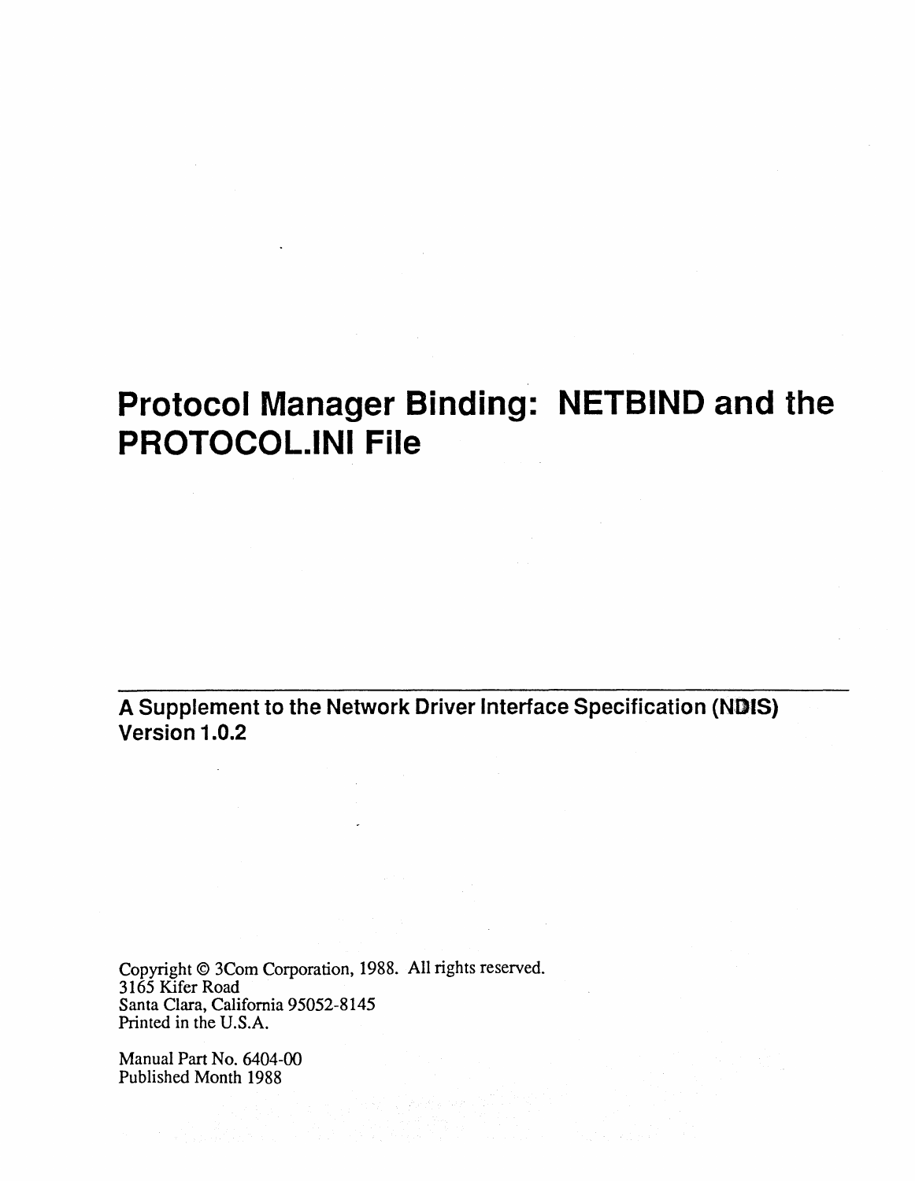# Protocol Manager Binding: NETBIND and the PROTOCOL.INI File

## A Supplement to the Network Driver Interface Specification (NDIS) Version 1.0.2

Copyright © 3Com Corporation, 1988. All rights reserved.
3165 Kifer Road
Santa Clara, California 95052-8145
Printed in the U.S.A.

Manual Part No. 6404-00
Published Month 1988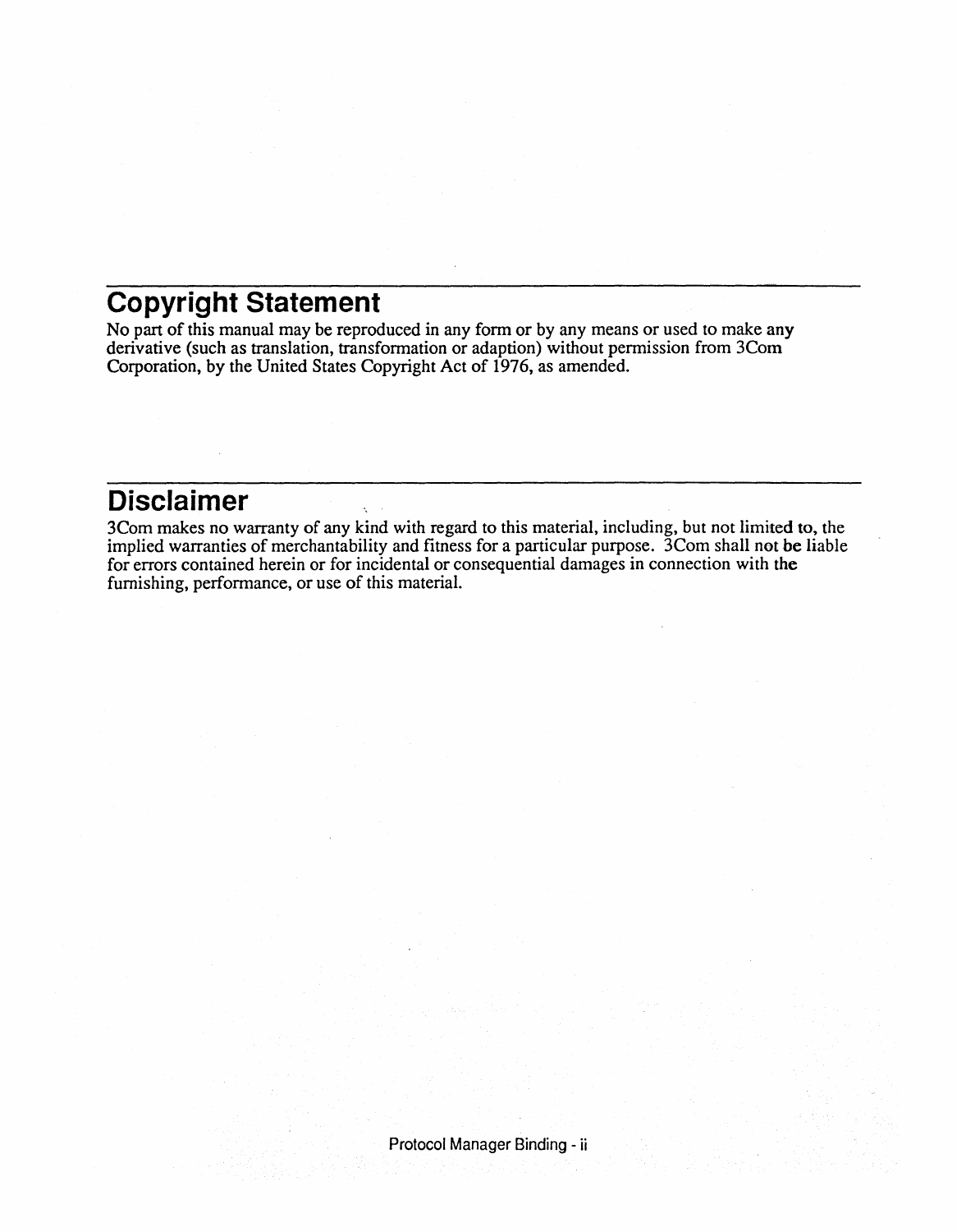## Copyright Statement

No part of this manual may be reproduced in any form or by any means or used to make any derivative (such as translation, transformation or adaption) without permission from 3Com Corporation, by the United States Copyright Act of 1976, as amended.

## Disclaimer

3Com makes no warranty of any kind with regard to this material, including, but not limited to, the implied warranties of merchantability and fitness for a particular purpose. 3Com shall not be liable for errors contained herein or for incidental or consequential damages in connection with the furnishing, performance, or use of this material.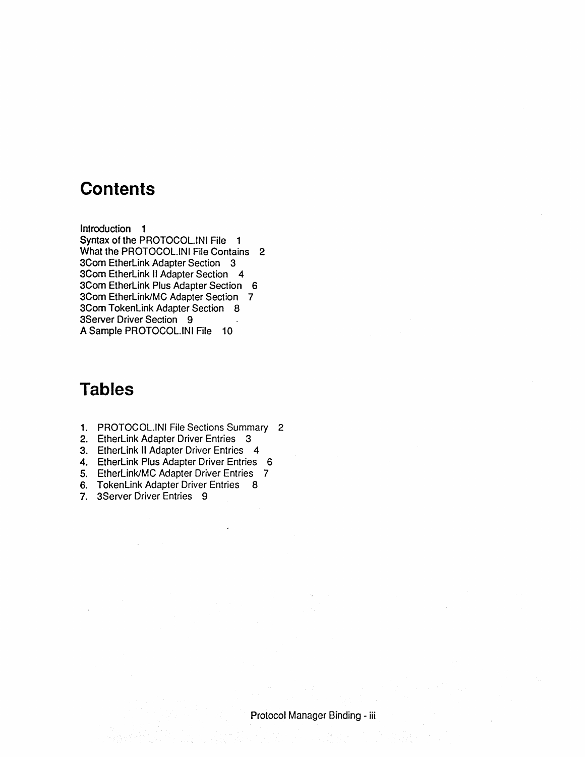# Contents

Introduction 1
Syntax of the PROTOCOL.INI File 1
What the PROTOCOL.INI File Contains 2
3Com EtherLink Adapter Section 3
3Com EtherLink II Adapter Section 4
3Com EtherLink Plus Adapter Section 6
3Com EtherLink/MC Adapter Section 7
3Com TokenLink Adapter Section 8
3Server Driver Section 9
A Sample PROTOCOL.INI File 10

# Tables

1. PROTOCOL.INI File Sections Summary 2
2. EtherLink Adapter Driver Entries 3
3. EtherLink II Adapter Driver Entries 4
4. EtherLink Plus Adapter Driver Entries 6
5. EtherLink/MC Adapter Driver Entries 7
6. TokenLink Adapter Driver Entries 8
7. 3Server Driver Entries 9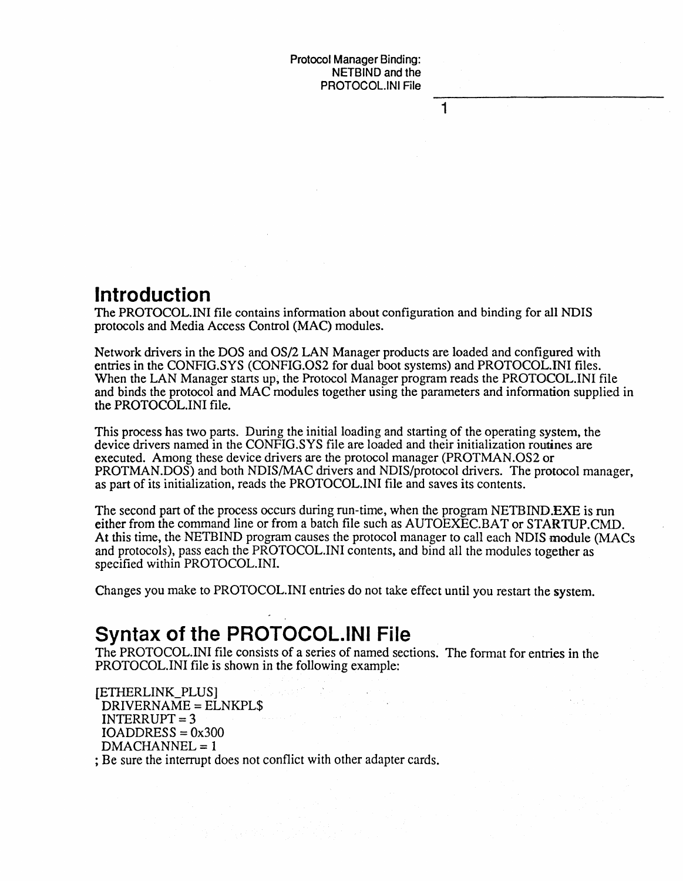# Introduction

The PROTOCOL.INI file contains information about configuration and binding for all NDIS protocols and Media Access Control (MAC) modules.

Network drivers in the DOS and OS/2 LAN Manager products are loaded and configured with entries in the CONFIG.SYS (CONFIG.OS2 for dual boot systems) and PROTOCOL.INI files. When the LAN Manager starts up, the Protocol Manager program reads the PROTOCOL.INI file and binds the protocol and MAC modules together using the parameters and information supplied in the PROTOCOL.INI file.

This process has two parts. During the initial loading and starting of the operating system, the device drivers named in the CONFIG.SYS file are loaded and their initialization routines are executed. Among these device drivers are the protocol manager (PROTMAN.OS2 or PROTMAN.DOS) and both NDIS/MAC drivers and NDIS/protocol drivers. The protocol manager, as part of its initialization, reads the PROTOCOL.INI file and saves its contents.

The second part of the process occurs during run-time, when the program NETBIND.EXE is run either from the command line or from a batch file such as AUTOEXEC.BAT or STARTUP.CMD. At this time, the NETBIND program causes the protocol manager to call each NDIS module (MACs and protocols), pass each the PROTOCOL.INI contents, and bind all the modules together as specified within PROTOCOL.INI.

Changes you make to PROTOCOL.INI entries do not take effect until you restart the system.

# Syntax of the PROTOCOL.INI File

The PROTOCOL.INI file consists of a series of named sections. The format for entries in the PROTOCOL.INI file is shown in the following example:

```
[ETHERLINK_PLUS]
 DRIVERNAME = ELNKPL$
 INTERRUPT = 3
 IOADDRESS = 0x300
 DMACHANNEL = 1
; Be sure the interrupt does not conflict with other adapter cards.
```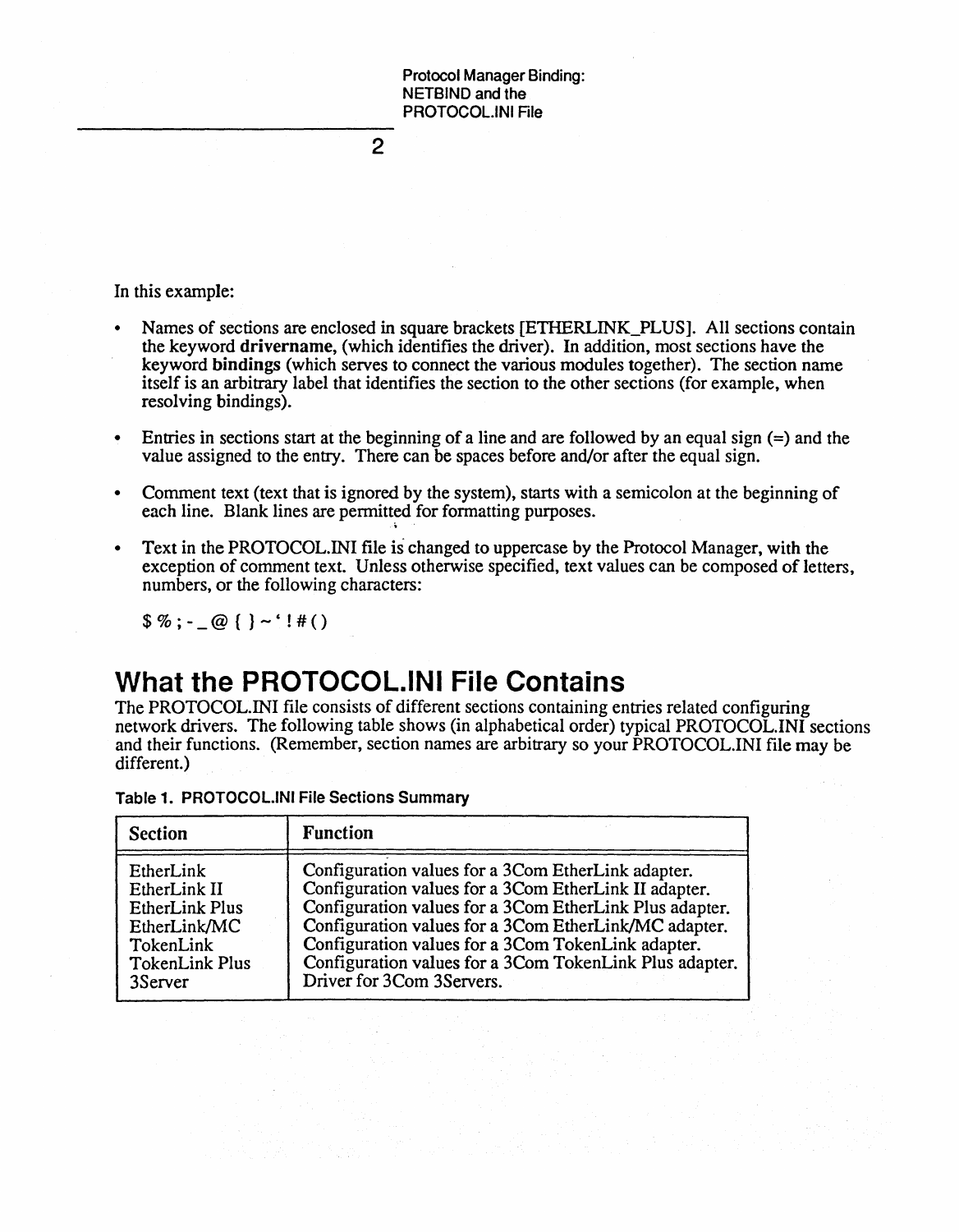In this example:

- Names of sections are enclosed in square brackets [ETHERLINK_PLUS]. All sections contain the keyword **drivername**, (which identifies the driver). In addition, most sections have the keyword **bindings** (which serves to connect the various modules together). The section name itself is an arbitrary label that identifies the section to the other sections (for example, when resolving bindings).
- Entries in sections start at the beginning of a line and are followed by an equal sign (=) and the value assigned to the entry. There can be spaces before and/or after the equal sign.
- Comment text (text that is ignored by the system), starts with a semicolon at the beginning of each line. Blank lines are permitted for formatting purposes.
- Text in the PROTOCOL.INI file is changed to uppercase by the Protocol Manager, with the exception of comment text. Unless otherwise specified, text values can be composed of letters, numbers, or the following characters:

  $ % ; - _ @ { } ~ ' ! # ( )

# What the PROTOCOL.INI File Contains

The PROTOCOL.INI file consists of different sections containing entries related configuring network drivers. The following table shows (in alphabetical order) typical PROTOCOL.INI sections and their functions. (Remember, section names are arbitrary so your PROTOCOL.INI file may be different.)

**Table 1. PROTOCOL.INI File Sections Summary**

| Section | Function |
|---|---|
| EtherLink | Configuration values for a 3Com EtherLink adapter. |
| EtherLink II | Configuration values for a 3Com EtherLink II adapter. |
| EtherLink Plus | Configuration values for a 3Com EtherLink Plus adapter. |
| EtherLink/MC | Configuration values for a 3Com EtherLink/MC adapter. |
| TokenLink | Configuration values for a 3Com TokenLink adapter. |
| TokenLink Plus | Configuration values for a 3Com TokenLink Plus adapter. |
| 3Server | Driver for 3Com 3Servers. |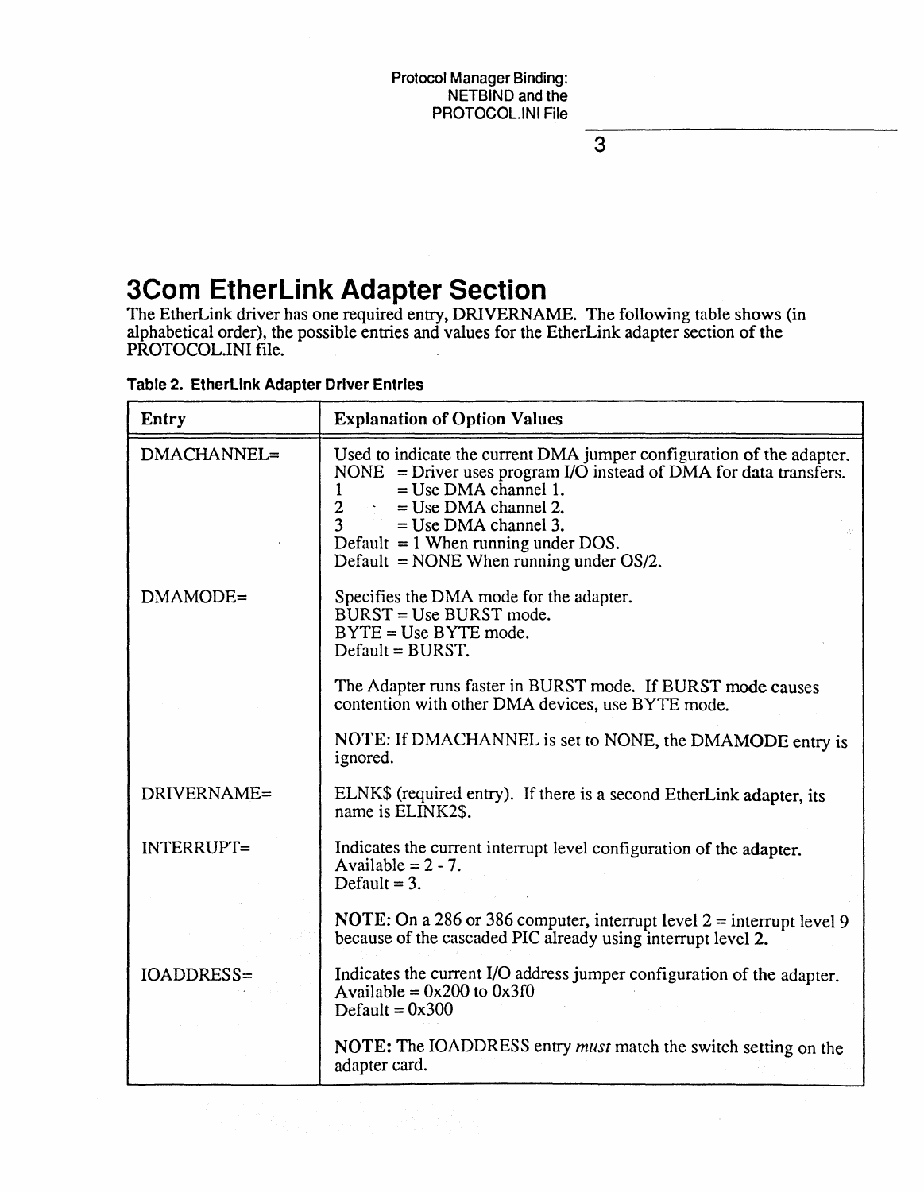## 3Com EtherLink Adapter Section

The EtherLink driver has one required entry, DRIVERNAME. The following table shows (in alphabetical order), the possible entries and values for the EtherLink adapter section of the PROTOCOL.INI file.

**Table 2. EtherLink Adapter Driver Entries**

| Entry | Explanation of Option Values |
|---|---|
| DMACHANNEL= | Used to indicate the current DMA jumper configuration of the adapter.<br>NONE = Driver uses program I/O instead of DMA for data transfers.<br>1 = Use DMA channel 1.<br>2 = Use DMA channel 2.<br>3 = Use DMA channel 3.<br>Default = 1 When running under DOS.<br>Default = NONE When running under OS/2. |
| DMAMODE= | Specifies the DMA mode for the adapter.<br>BURST = Use BURST mode.<br>BYTE = Use BYTE mode.<br>Default = BURST.<br><br>The Adapter runs faster in BURST mode. If BURST mode causes contention with other DMA devices, use BYTE mode.<br><br>NOTE: If DMACHANNEL is set to NONE, the DMAMODE entry is ignored. |
| DRIVERNAME= | ELNK$ (required entry). If there is a second EtherLink adapter, its name is ELINK2$. |
| INTERRUPT= | Indicates the current interrupt level configuration of the adapter.<br>Available = 2 - 7.<br>Default = 3.<br><br>**NOTE:** On a 286 or 386 computer, interrupt level 2 = interrupt level 9 because of the cascaded PIC already using interrupt level 2. |
| IOADDRESS= | Indicates the current I/O address jumper configuration of the adapter.<br>Available = 0x200 to 0x3f0<br>Default = 0x300<br><br>**NOTE:** The IOADDRESS entry *must* match the switch setting on the adapter card. |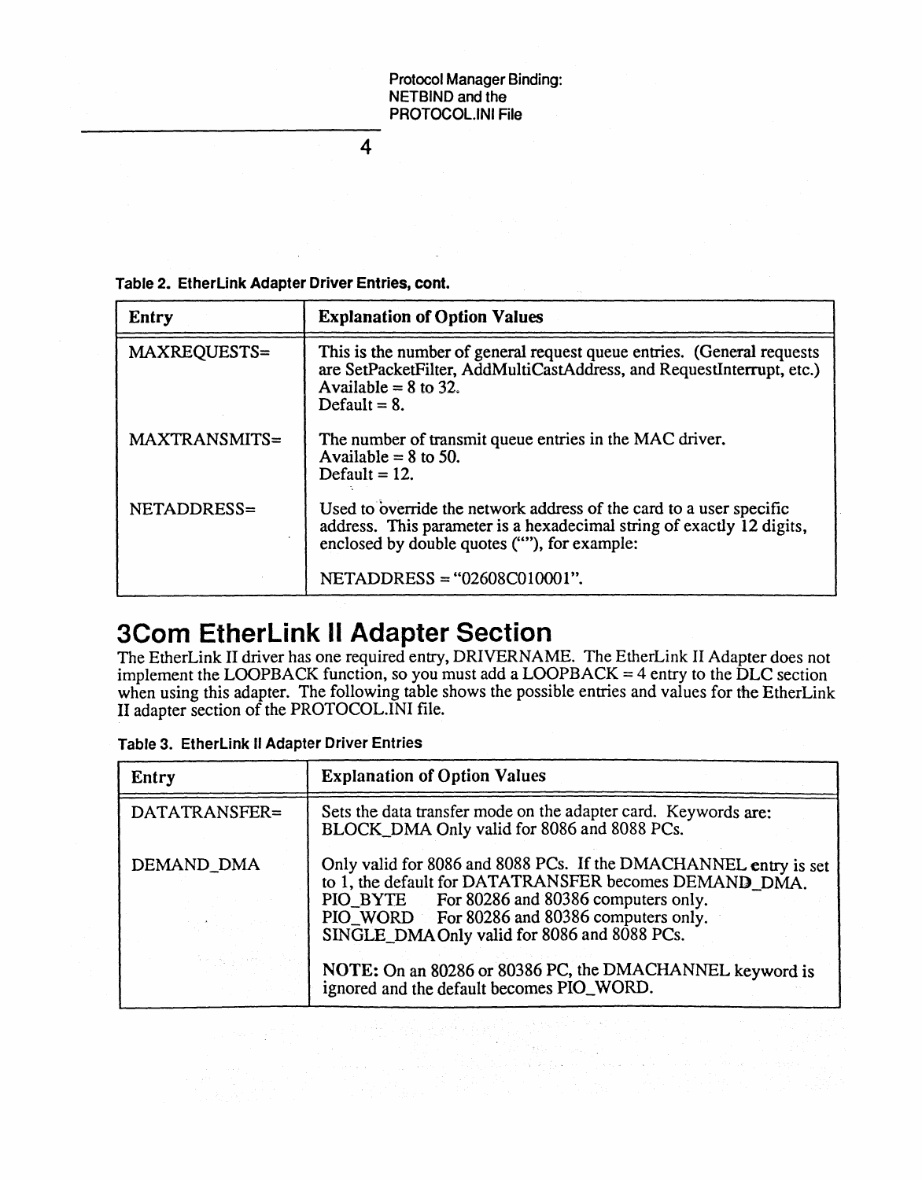Table 2. EtherLink Adapter Driver Entries, cont.

| Entry | Explanation of Option Values |
|---|---|
| MAXREQUESTS= | This is the number of general request queue entries. (General requests are SetPacketFilter, AddMultiCastAddress, and RequestInterrupt, etc.)<br>Available = 8 to 32.<br>Default = 8. |
| MAXTRANSMITS= | The number of transmit queue entries in the MAC driver.<br>Available = 8 to 50.<br>Default = 12. |
| NETADDRESS= | Used to override the network address of the card to a user specific address. This parameter is a hexadecimal string of exactly 12 digits, enclosed by double quotes (""), for example:<br><br>NETADDRESS = "02608C010001". |

# 3Com EtherLink II Adapter Section

The EtherLink II driver has one required entry, DRIVERNAME. The EtherLink II Adapter does not implement the LOOPBACK function, so you must add a LOOPBACK = 4 entry to the DLC section when using this adapter. The following table shows the possible entries and values for the EtherLink II adapter section of the PROTOCOL.INI file.

Table 3. EtherLink II Adapter Driver Entries

| Entry | Explanation of Option Values |
|---|---|
| DATATRANSFER= | Sets the data transfer mode on the adapter card. Keywords are:<br>BLOCK_DMA Only valid for 8086 and 8088 PCs. |
| DEMAND_DMA | Only valid for 8086 and 8088 PCs. If the DMACHANNEL entry is set to 1, the default for DATATRANSFER becomes DEMAND_DMA.<br>PIO_BYTE For 80286 and 80386 computers only.<br>PIO_WORD For 80286 and 80386 computers only.<br>SINGLE_DMA Only valid for 8086 and 8088 PCs.<br><br>**NOTE:** On an 80286 or 80386 PC, the DMACHANNEL keyword is ignored and the default becomes PIO_WORD. |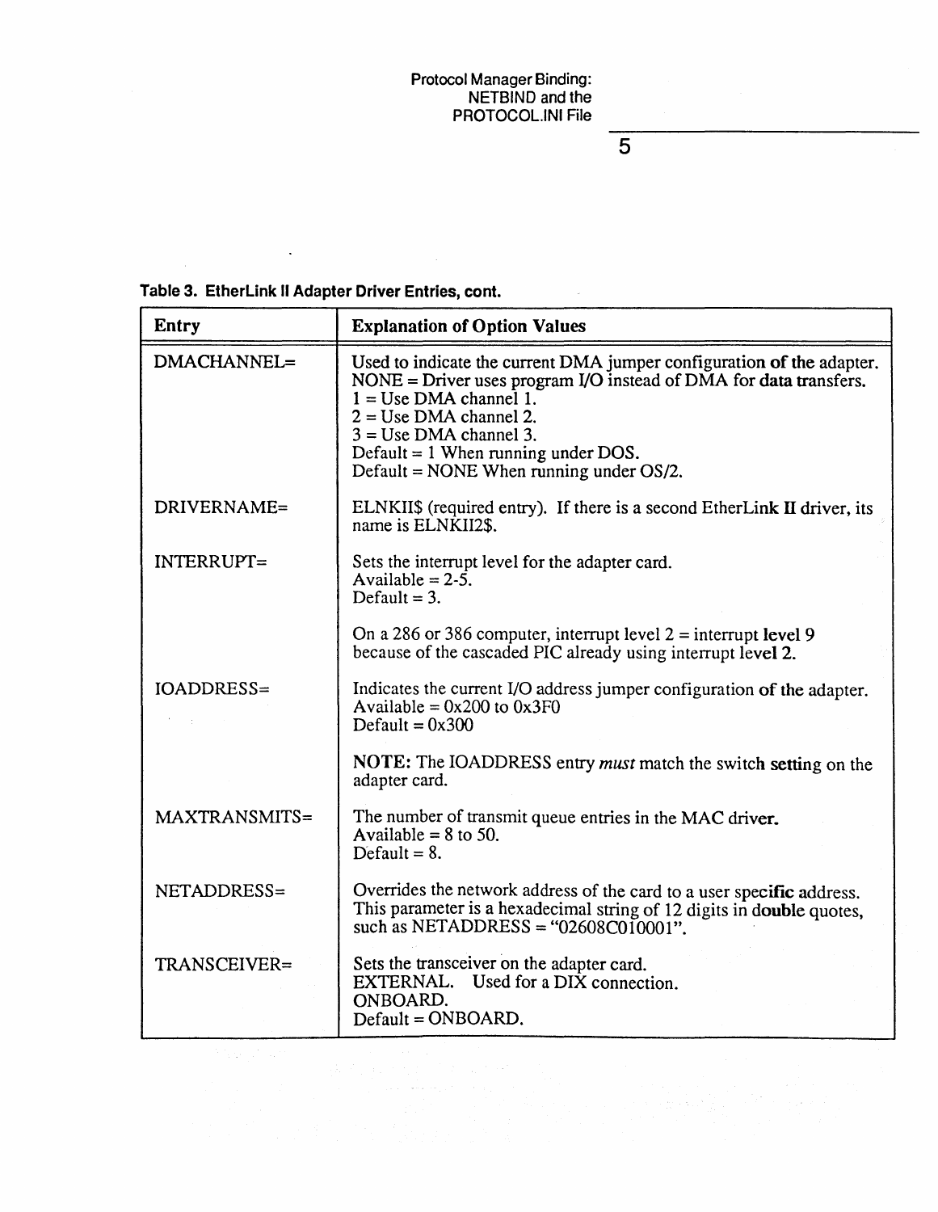**Table 3. EtherLink II Adapter Driver Entries, cont.**

| Entry | Explanation of Option Values |
| --- | --- |
| DMACHANNEL= | Used to indicate the current DMA jumper configuration of the adapter.<br>NONE = Driver uses program I/O instead of DMA for data transfers.<br>1 = Use DMA channel 1.<br>2 = Use DMA channel 2.<br>3 = Use DMA channel 3.<br>Default = 1 When running under DOS.<br>Default = NONE When running under OS/2. |
| DRIVERNAME= | ELNKII$ (required entry). If there is a second EtherLink II driver, its name is ELNKII2$. |
| INTERRUPT= | Sets the interrupt level for the adapter card.<br>Available = 2-5.<br>Default = 3.<br><br>On a 286 or 386 computer, interrupt level 2 = interrupt level 9 because of the cascaded PIC already using interrupt level 2. |
| IOADDRESS= | Indicates the current I/O address jumper configuration of the adapter.<br>Available = 0x200 to 0x3F0<br>Default = 0x300<br><br>**NOTE:** The IOADDRESS entry *must* match the switch setting on the adapter card. |
| MAXTRANSMITS= | The number of transmit queue entries in the MAC driver.<br>Available = 8 to 50.<br>Default = 8. |
| NETADDRESS= | Overrides the network address of the card to a user specific address. This parameter is a hexadecimal string of 12 digits in double quotes, such as NETADDRESS = "02608C010001". |
| TRANSCEIVER= | Sets the transceiver on the adapter card.<br>EXTERNAL. Used for a DIX connection.<br>ONBOARD.<br>Default = ONBOARD. |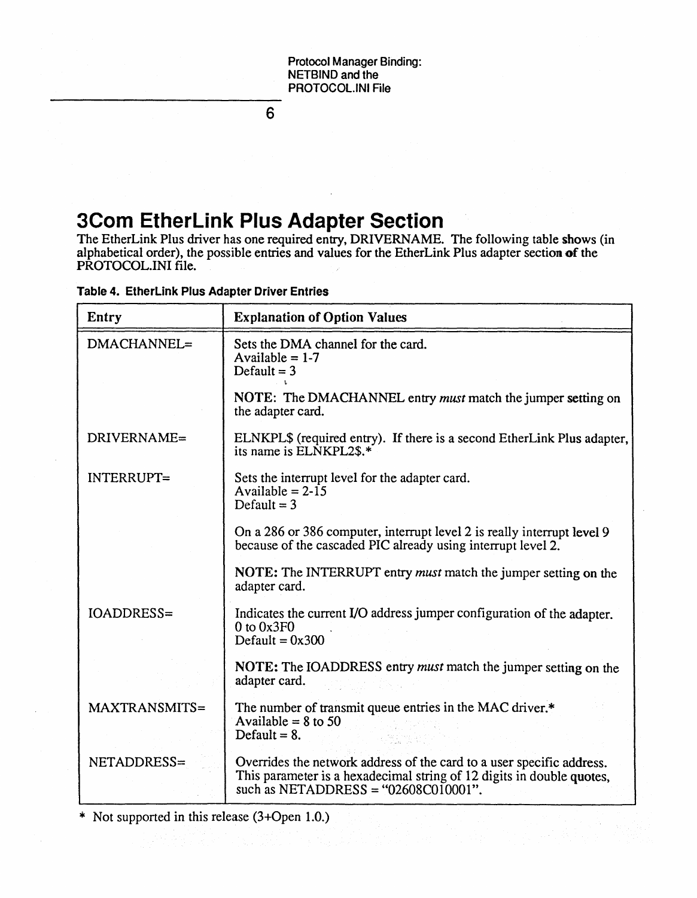# 3Com EtherLink Plus Adapter Section

The EtherLink Plus driver has one required entry, DRIVERNAME. The following table shows (in alphabetical order), the possible entries and values for the EtherLink Plus adapter section of the PROTOCOL.INI file.

**Table 4. EtherLink Plus Adapter Driver Entries**

| Entry | Explanation of Option Values |
|---|---|
| DMACHANNEL= | Sets the DMA channel for the card.<br>Available = 1-7<br>Default = 3<br><br>**NOTE:** The DMACHANNEL entry *must* match the jumper setting on the adapter card. |
| DRIVERNAME= | ELNKPL$ (required entry). If there is a second EtherLink Plus adapter, its name is ELNKPL2$.* |
| INTERRUPT= | Sets the interrupt level for the adapter card.<br>Available = 2-15<br>Default = 3<br><br>On a 286 or 386 computer, interrupt level 2 is really interrupt level 9 because of the cascaded PIC already using interrupt level 2.<br><br>**NOTE:** The INTERRUPT entry *must* match the jumper setting on the adapter card. |
| IOADDRESS= | Indicates the current I/O address jumper configuration of the adapter.<br>0 to 0x3F0<br>Default = 0x300<br><br>**NOTE:** The IOADDRESS entry *must* match the jumper setting on the adapter card. |
| MAXTRANSMITS= | The number of transmit queue entries in the MAC driver.*<br>Available = 8 to 50<br>Default = 8. |
| NETADDRESS= | Overrides the network address of the card to a user specific address. This parameter is a hexadecimal string of 12 digits in double quotes, such as NETADDRESS = "02608C010001". |

* Not supported in this release (3+Open 1.0.)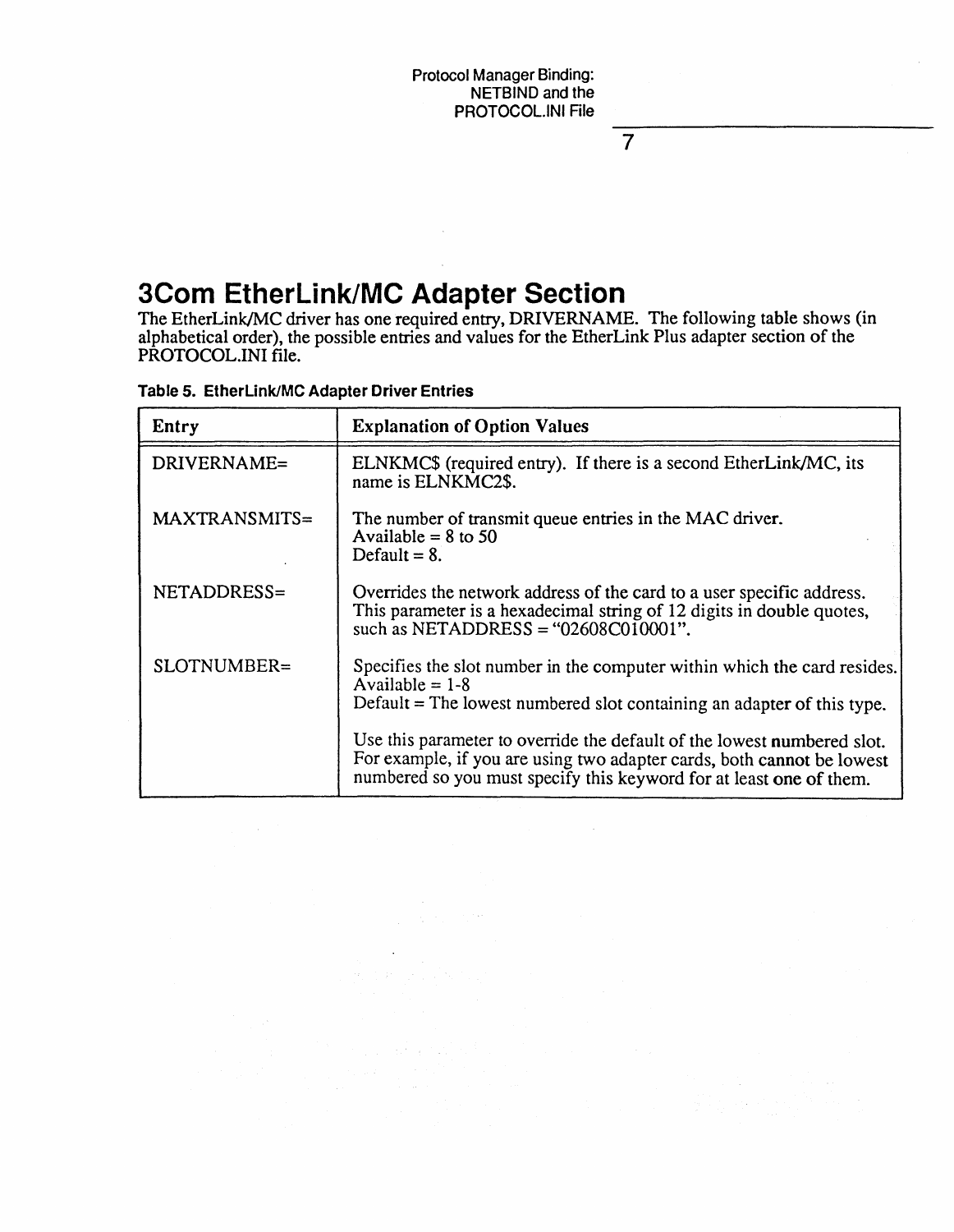# 3Com EtherLink/MC Adapter Section

The EtherLink/MC driver has one required entry, DRIVERNAME. The following table shows (in alphabetical order), the possible entries and values for the EtherLink Plus adapter section of the PROTOCOL.INI file.

**Table 5. EtherLink/MC Adapter Driver Entries**

| Entry | Explanation of Option Values |
|---|---|
| DRIVERNAME= | ELNKMC$ (required entry). If there is a second EtherLink/MC, its name is ELNKMC2$. |
| MAXTRANSMITS= | The number of transmit queue entries in the MAC driver.<br>Available = 8 to 50<br>Default = 8. |
| NETADDRESS= | Overrides the network address of the card to a user specific address. This parameter is a hexadecimal string of 12 digits in double quotes, such as NETADDRESS = "02608C010001". |
| SLOTNUMBER= | Specifies the slot number in the computer within which the card resides.<br>Available = 1-8<br>Default = The lowest numbered slot containing an adapter of this type.<br><br>Use this parameter to override the default of the lowest numbered slot. For example, if you are using two adapter cards, both cannot be lowest numbered so you must specify this keyword for at least one of them. |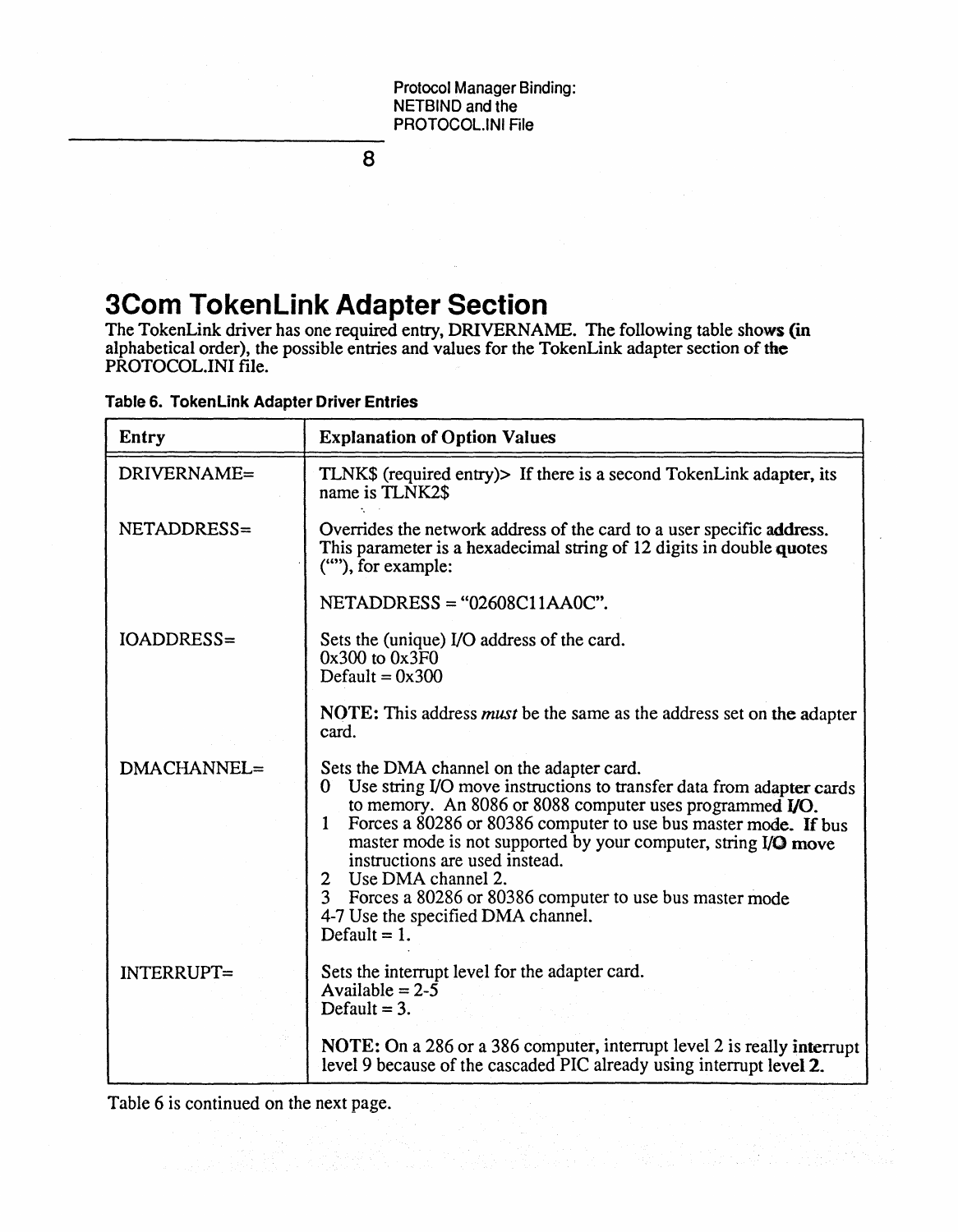## 3Com TokenLink Adapter Section

The TokenLink driver has one required entry, DRIVERNAME. The following table shows (in alphabetical order), the possible entries and values for the TokenLink adapter section of the PROTOCOL.INI file.

**Table 6. TokenLink Adapter Driver Entries**

| Entry | Explanation of Option Values |
|---|---|
| DRIVERNAME= | TLNK$ (required entry)> If there is a second TokenLink adapter, its name is TLNK2$ |
| NETADDRESS= | Overrides the network address of the card to a user specific address. This parameter is a hexadecimal string of 12 digits in double quotes (""), for example:<br><br>NETADDRESS = "02608C11AA0C". |
| IOADDRESS= | Sets the (unique) I/O address of the card.<br>0x300 to 0x3F0<br>Default = 0x300<br><br>**NOTE:** This address *must* be the same as the address set on the adapter card. |
| DMACHANNEL= | Sets the DMA channel on the adapter card.<br>0 Use string I/O move instructions to transfer data from adapter cards to memory. An 8086 or 8088 computer uses programmed I/O.<br>1 Forces a 80286 or 80386 computer to use bus master mode. If bus master mode is not supported by your computer, string I/O move instructions are used instead.<br>2 Use DMA channel 2.<br>3 Forces a 80286 or 80386 computer to use bus master mode<br>4-7 Use the specified DMA channel.<br>Default = 1. |
| INTERRUPT= | Sets the interrupt level for the adapter card.<br>Available = 2-5<br>Default = 3.<br><br>**NOTE:** On a 286 or a 386 computer, interrupt level 2 is really interrupt level 9 because of the cascaded PIC already using interrupt level 2. |

Table 6 is continued on the next page.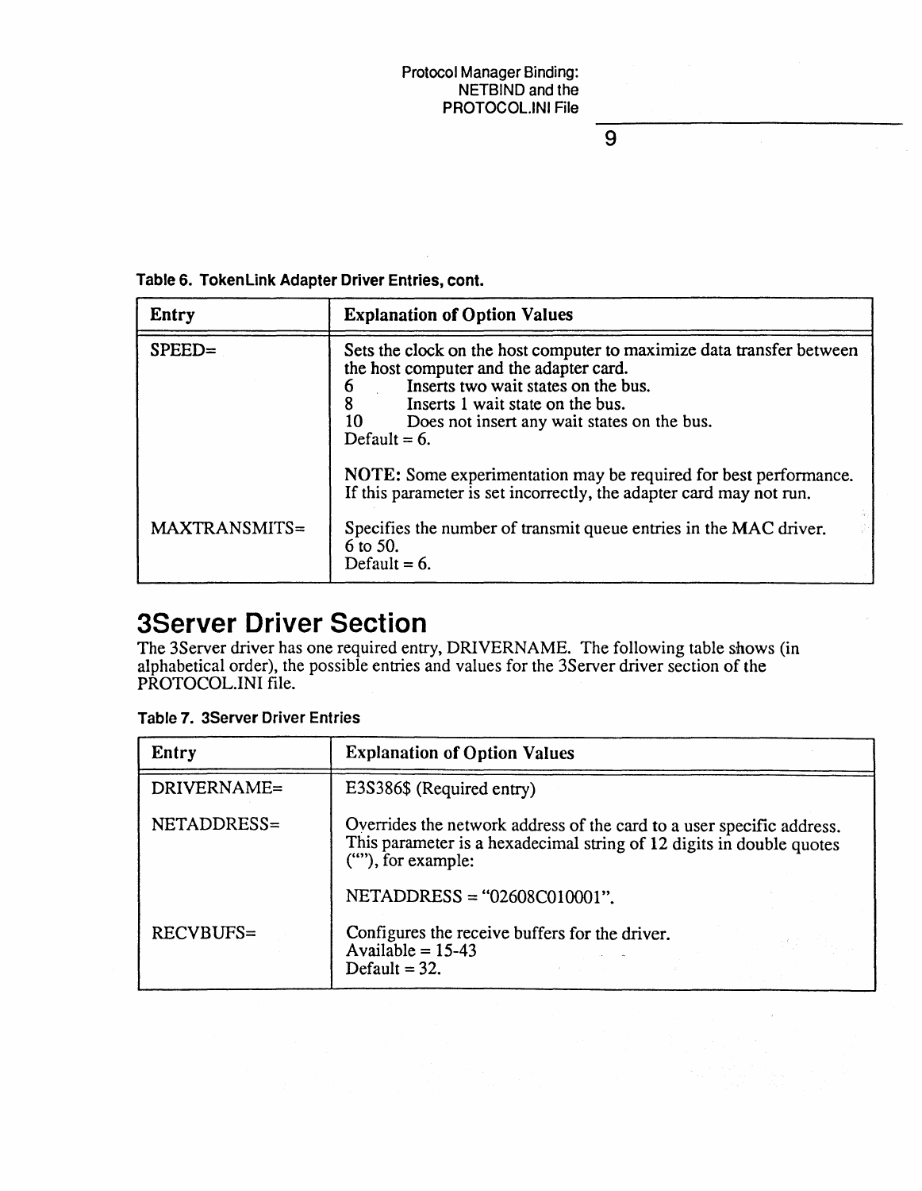**Table 6. TokenLink Adapter Driver Entries, cont.**

| Entry | Explanation of Option Values |
|---|---|
| SPEED= | Sets the clock on the host computer to maximize data transfer between the host computer and the adapter card.<br>6 Inserts two wait states on the bus.<br>8 Inserts 1 wait state on the bus.<br>10 Does not insert any wait states on the bus.<br>Default = 6.<br><br>**NOTE:** Some experimentation may be required for best performance. If this parameter is set incorrectly, the adapter card may not run. |
| MAXTRANSMITS= | Specifies the number of transmit queue entries in the MAC driver.<br>6 to 50.<br>Default = 6. |

# 3Server Driver Section

The 3Server driver has one required entry, DRIVERNAME. The following table shows (in alphabetical order), the possible entries and values for the 3Server driver section of the PROTOCOL.INI file.

**Table 7. 3Server Driver Entries**

| Entry | Explanation of Option Values |
|---|---|
| DRIVERNAME= | E3S386$ (Required entry) |
| NETADDRESS= | Overrides the network address of the card to a user specific address. This parameter is a hexadecimal string of 12 digits in double quotes (""), for example:<br><br>NETADDRESS = "02608C010001". |
| RECVBUFS= | Configures the receive buffers for the driver.<br>Available = 15-43<br>Default = 32. |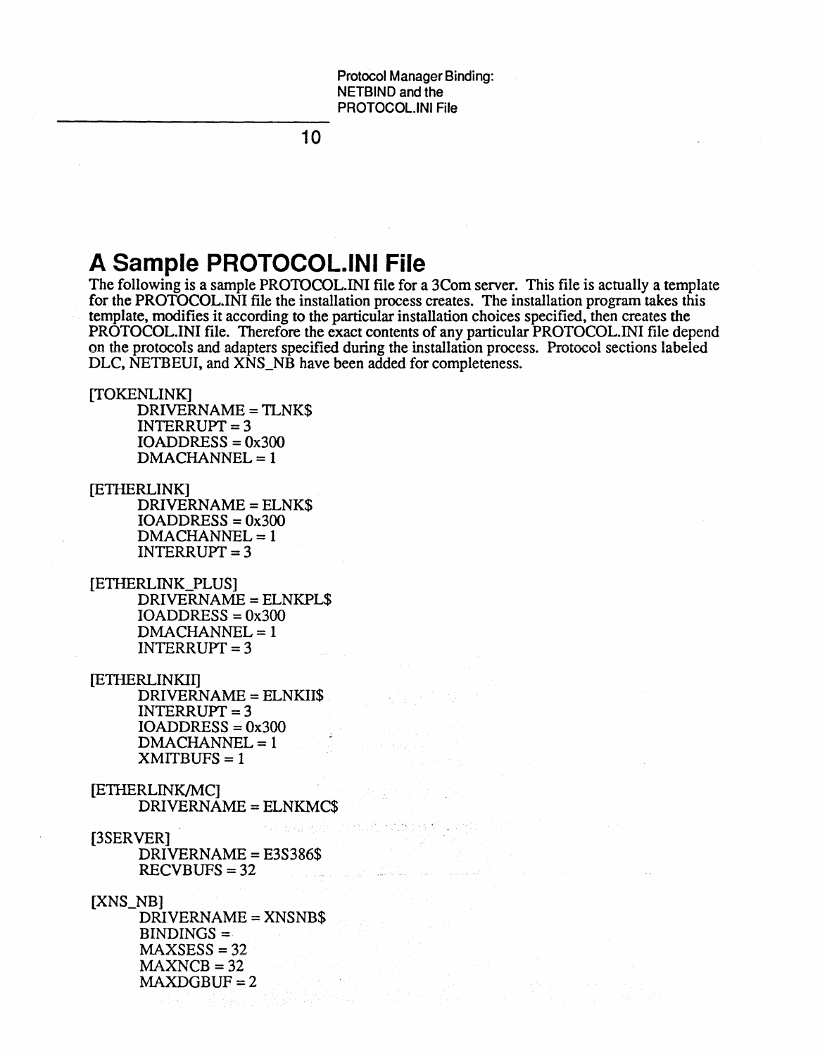## A Sample PROTOCOL.INI File

The following is a sample PROTOCOL.INI file for a 3Com server. This file is actually a template for the PROTOCOL.INI file the installation process creates. The installation program takes this template, modifies it according to the particular installation choices specified, then creates the PROTOCOL.INI file. Therefore the exact contents of any particular PROTOCOL.INI file depend on the protocols and adapters specified during the installation process. Protocol sections labeled DLC, NETBEUI, and XNS_NB have been added for completeness.

```
[TOKENLINK]
      DRIVERNAME = TLNK$
      INTERRUPT = 3
      IOADDRESS = 0x300
      DMACHANNEL = 1

[ETHERLINK]
      DRIVERNAME = ELNK$
      IOADDRESS = 0x300
      DMACHANNEL = 1
      INTERRUPT = 3

[ETHERLINK_PLUS]
      DRIVERNAME = ELNKPL$
      IOADDRESS = 0x300
      DMACHANNEL = 1
      INTERRUPT = 3

[ETHERLINKII]
      DRIVERNAME = ELNKII$
      INTERRUPT = 3
      IOADDRESS = 0x300
      DMACHANNEL = 1
      XMITBUFS = 1

[ETHERLINK/MC]
      DRIVERNAME = ELNKMC$

[3SERVER]
      DRIVERNAME = E3S386$
      RECVBUFS = 32

[XNS_NB]
      DRIVERNAME = XNSNB$
      BINDINGS =
      MAXSESS = 32
      MAXNCB = 32
      MAXDGBUF = 2
```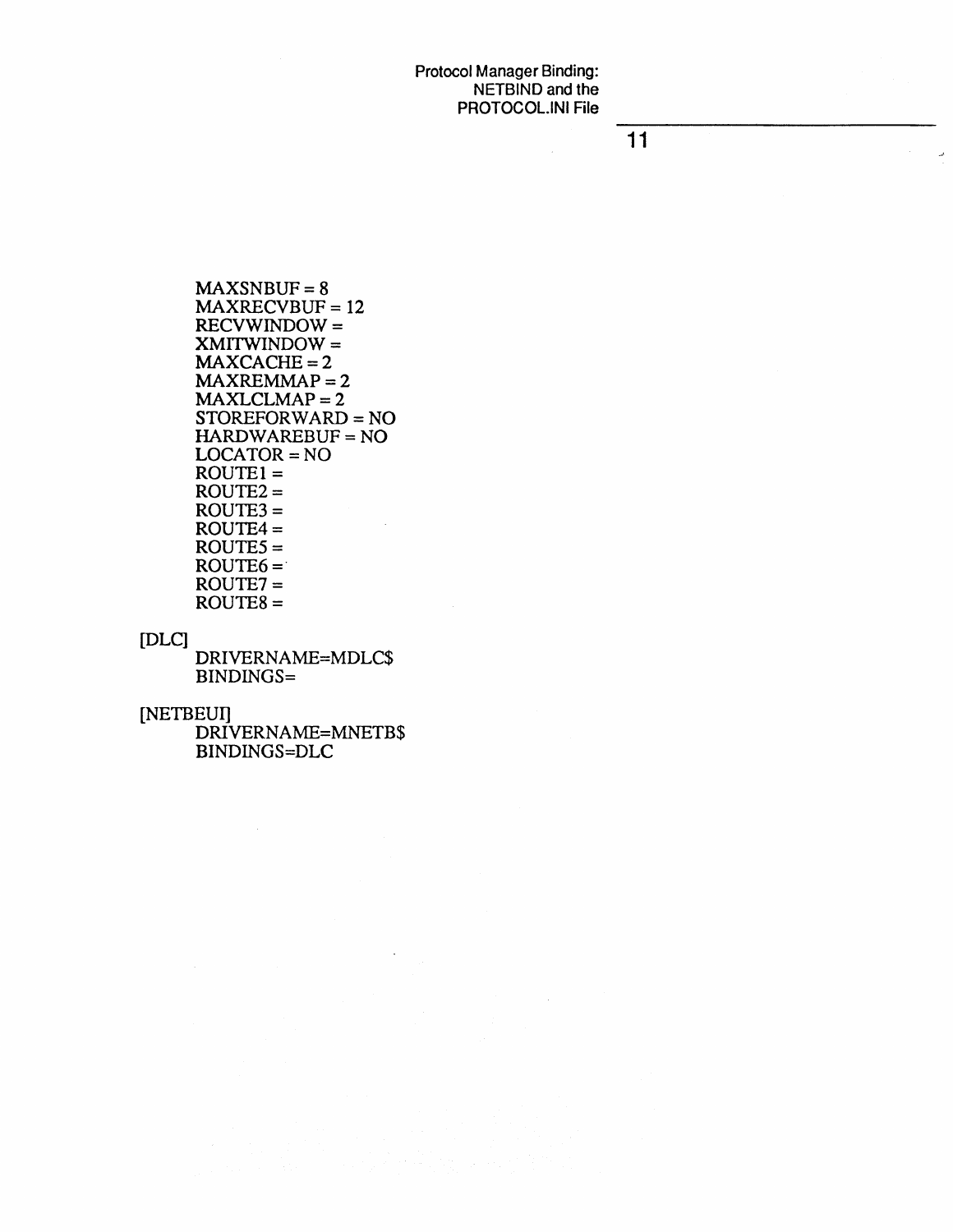```
        MAXSNBUF = 8
        MAXRECVBUF = 12
        RECVWINDOW =
        XMITWINDOW =
        MAXCACHE = 2
        MAXREMMAP = 2
        MAXLCLMAP = 2
        STOREFORWARD = NO
        HARDWAREBUF = NO
        LOCATOR = NO
        ROUTE1 =
        ROUTE2 =
        ROUTE3 =
        ROUTE4 =
        ROUTE5 =
        ROUTE6 =
        ROUTE7 =
        ROUTE8 =

[DLC]
        DRIVERNAME=MDLC$
        BINDINGS=

[NETBEUI]
        DRIVERNAME=MNETB$
        BINDINGS=DLC
```